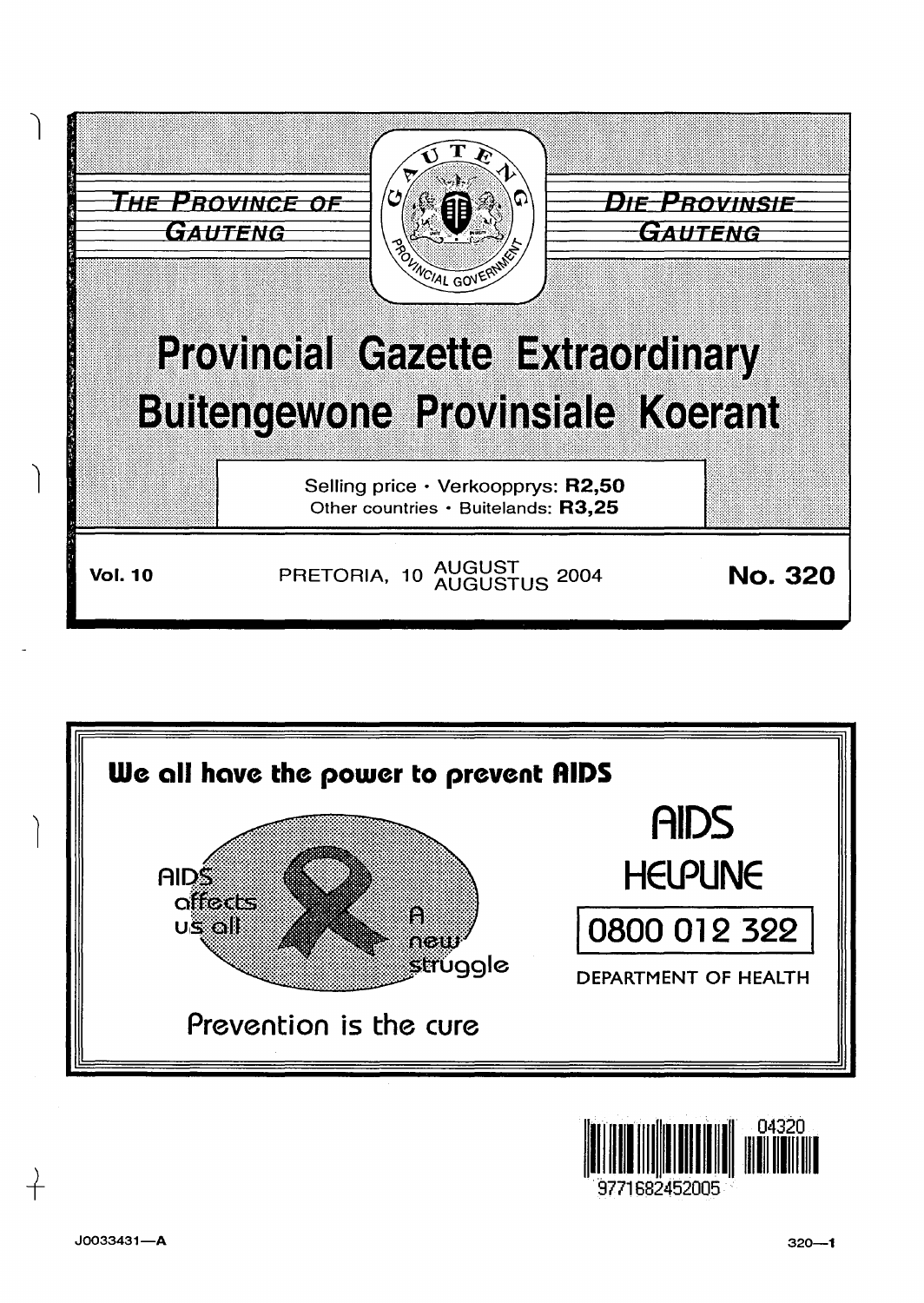THE PROVINCE OF GAUTENG

DIE PROVINSIE GAUTENG

# Provincial Gazette Extraordinary
# Buitengewone Provinsiale Koerant

Selling price • Verkoopprys: **R2,50**
Other countries • Buitelands: **R3,25**

**Vol. 10** PRETORIA, 10 AUGUST / AUGUSTUS 2004 **No. 320**

**We all have the power to prevent AIDS**

AIDS affects us all

A new struggle

Prevention is the cure

AIDS HELPLINE

0800 012 322

DEPARTMENT OF HEALTH

9771682452005 04320

J0033431—A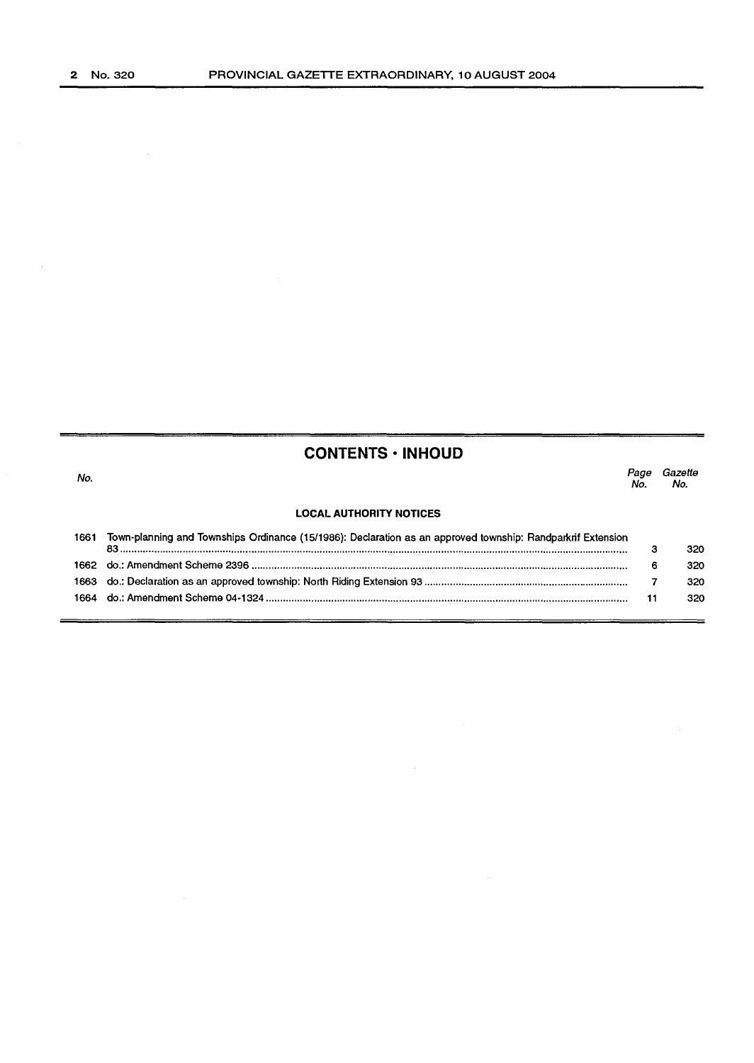## CONTENTS · INHOUD

| No. | | Page No. | Gazette No. |
|---|---|---|---|
| | **LOCAL AUTHORITY NOTICES** | | |
| 1661 | Town-planning and Townships Ordinance (15/1986): Declaration as an approved township: Randparkrif Extension 83 | 3 | 320 |
| 1662 | do.: Amendment Scheme 2396 | 6 | 320 |
| 1663 | do.: Declaration as an approved township: North Riding Extension 93 | 7 | 320 |
| 1664 | do.: Amendment Scheme 04-1324 | 11 | 320 |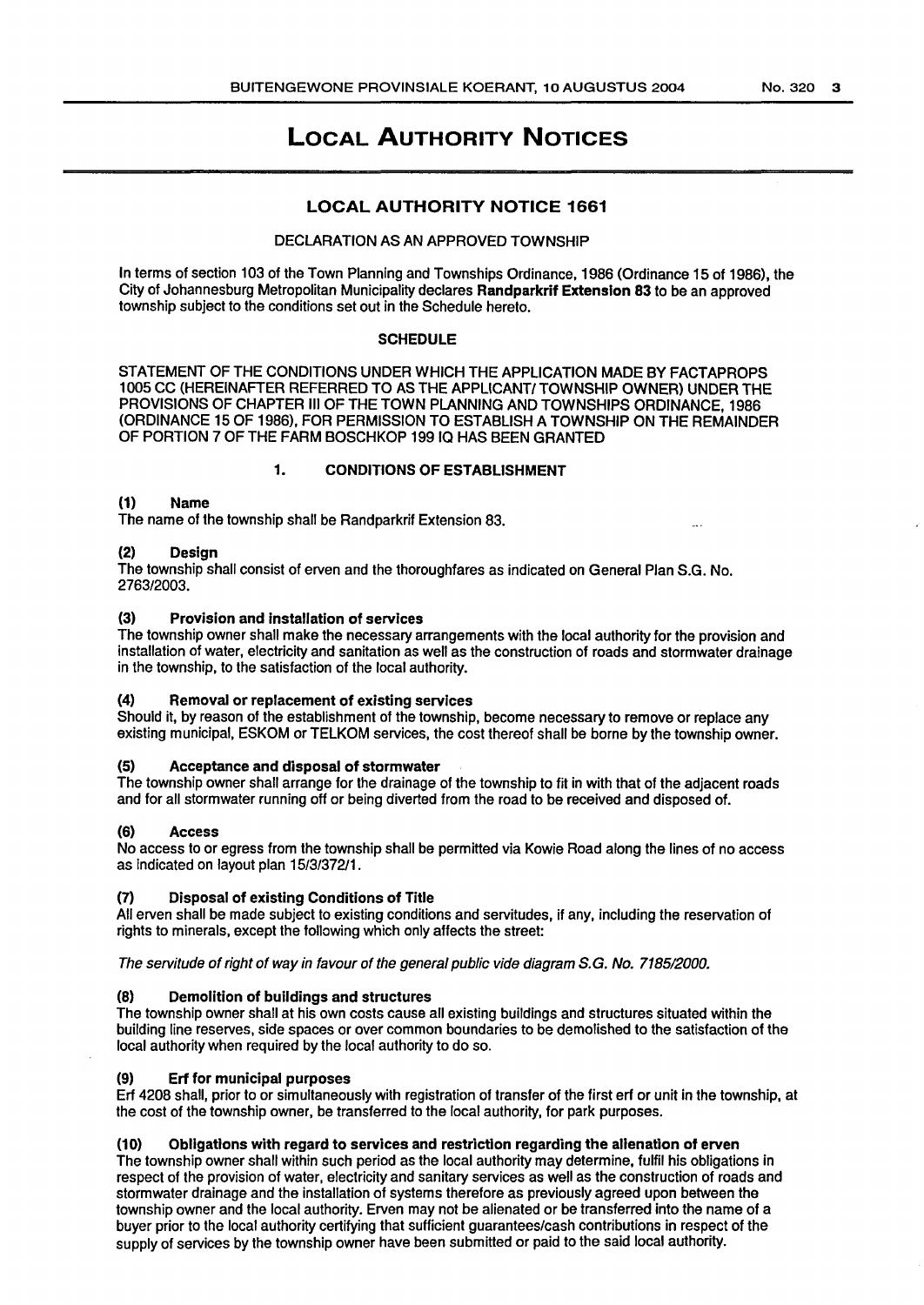# LOCAL AUTHORITY NOTICES

## LOCAL AUTHORITY NOTICE 1661

### DECLARATION AS AN APPROVED TOWNSHIP

In terms of section 103 of the Town Planning and Townships Ordinance, 1986 (Ordinance 15 of 1986), the City of Johannesburg Metropolitan Municipality declares **Randparkrif Extension 83** to be an approved township subject to the conditions set out in the Schedule hereto.

### SCHEDULE

STATEMENT OF THE CONDITIONS UNDER WHICH THE APPLICATION MADE BY FACTAPROPS 1005 CC (HEREINAFTER REFERRED TO AS THE APPLICANT/ TOWNSHIP OWNER) UNDER THE PROVISIONS OF CHAPTER III OF THE TOWN PLANNING AND TOWNSHIPS ORDINANCE, 1986 (ORDINANCE 15 OF 1986), FOR PERMISSION TO ESTABLISH A TOWNSHIP ON THE REMAINDER OF PORTION 7 OF THE FARM BOSCHKOP 199 IQ HAS BEEN GRANTED

#### 1. CONDITIONS OF ESTABLISHMENT

**(1) Name**
The name of the township shall be Randparkrif Extension 83.

**(2) Design**
The township shall consist of erven and the thoroughfares as indicated on General Plan S.G. No. 2763/2003.

**(3) Provision and installation of services**
The township owner shall make the necessary arrangements with the local authority for the provision and installation of water, electricity and sanitation as well as the construction of roads and stormwater drainage in the township, to the satisfaction of the local authority.

**(4) Removal or replacement of existing services**
Should it, by reason of the establishment of the township, become necessary to remove or replace any existing municipal, ESKOM or TELKOM services, the cost thereof shall be borne by the township owner.

**(5) Acceptance and disposal of stormwater**
The township owner shall arrange for the drainage of the township to fit in with that of the adjacent roads and for all stormwater running off or being diverted from the road to be received and disposed of.

**(6) Access**
No access to or egress from the township shall be permitted via Kowie Road along the lines of no access as indicated on layout plan 15/3/372/1.

**(7) Disposal of existing Conditions of Title**
All erven shall be made subject to existing conditions and servitudes, if any, including the reservation of rights to minerals, except the following which only affects the street:

*The servitude of right of way in favour of the general public vide diagram S.G. No. 7185/2000.*

**(8) Demolition of buildings and structures**
The township owner shall at his own costs cause all existing buildings and structures situated within the building line reserves, side spaces or over common boundaries to be demolished to the satisfaction of the local authority when required by the local authority to do so.

**(9) Erf for municipal purposes**
Erf 4208 shall, prior to or simultaneously with registration of transfer of the first erf or unit in the township, at the cost of the township owner, be transferred to the local authority, for park purposes.

**(10) Obligations with regard to services and restriction regarding the alienation of erven**
The township owner shall within such period as the local authority may determine, fulfil his obligations in respect of the provision of water, electricity and sanitary services as well as the construction of roads and stormwater drainage and the installation of systems therefore as previously agreed upon between the township owner and the local authority. Erven may not be alienated or be transferred into the name of a buyer prior to the local authority certifying that sufficient guarantees/cash contributions in respect of the supply of services by the township owner have been submitted or paid to the said local authority.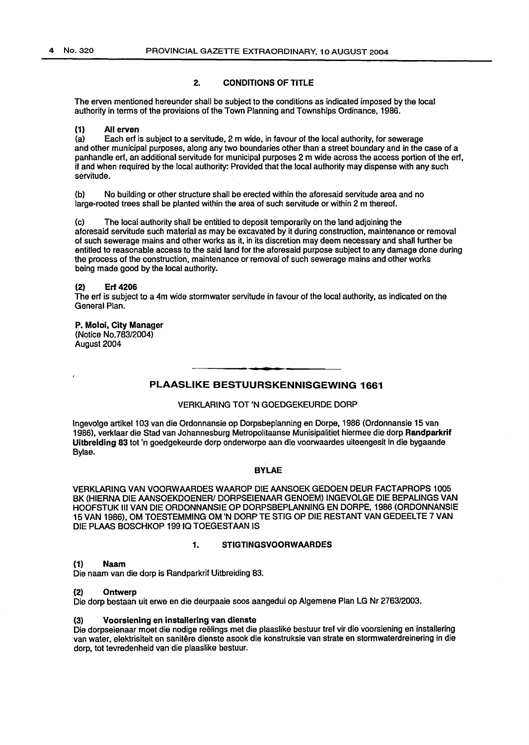## 2. CONDITIONS OF TITLE

The erven mentioned hereunder shall be subject to the conditions as indicated imposed by the local authority in terms of the provisions of the Town Planning and Townships Ordinance, 1986.

### (1) All erven

(a) Each erf is subject to a servitude, 2 m wide, in favour of the local authority, for sewerage and other municipal purposes, along any two boundaries other than a street boundary and in the case of a panhandle erf, an additional servitude for municipal purposes 2 m wide across the access portion of the erf, if and when required by the local authority: Provided that the local authority may dispense with any such servitude.

(b) No building or other structure shall be erected within the aforesaid servitude area and no large-rooted trees shall be planted within the area of such servitude or within 2 m thereof.

(c) The local authority shall be entitled to deposit temporarily on the land adjoining the aforesaid servitude such material as may be excavated by it during construction, maintenance or removal of such sewerage mains and other works as it, in its discretion may deem necessary and shall further be entitled to reasonable access to the said land for the aforesaid purpose subject to any damage done during the process of the construction, maintenance or removal of such sewerage mains and other works being made good by the local authority.

### (2) Erf 4206

The erf is subject to a 4m wide stormwater servitude in favour of the local authority, as indicated on the General Plan.

**P. Moloi, City Manager**
(Notice No.783/2004)
August 2004

---

## PLAASLIKE BESTUURSKENNISGEWING 1661

VERKLARING TOT 'N GOEDGEKEURDE DORP

Ingevolge artikel 103 van die Ordonnansie op Dorpsbeplanning en Dorpe, 1986 (Ordonnansie 15 van 1986), verklaar die Stad van Johannesburg Metropolitaanse Munisipaliteit hiermee die dorp **Randparkrif Uitbreiding 83** tot 'n goedgekeurde dorp onderworpe aan die voorwaardes uiteengesit in die bygaande Bylae.

### BYLAE

VERKLARING VAN VOORWAARDES WAAROP DIE AANSOEK GEDOEN DEUR FACTAPROPS 1005 BK (HIERNA DIE AANSOEKDOENER/ DORPSEIENAAR GENOEM) INGEVOLGE DIE BEPALINGS VAN HOOFSTUK III VAN DIE ORDONNANSIE OP DORPSBEPLANNING EN DORPE, 1986 (ORDONNANSIE 15 VAN 1986), OM TOESTEMMING OM 'N DORP TE STIG OP DIE RESTANT VAN GEDEELTE 7 VAN DIE PLAAS BOSCHKOP 199 IQ TOEGESTAAN IS

## 1. STIGTINGSVOORWAARDES

### (1) Naam

Die naam van die dorp is Randparkrif Uitbreiding 83.

### (2) Ontwerp

Die dorp bestaan uit erwe en die deurpaaie soos aangedui op Algemene Plan LG Nr 2763/2003.

### (3) Voorsiening en installering van dienste

Die dorpseienaar moet die nodige reëlings met die plaaslike bestuur tref vir die voorsiening en installering van water, elektrisiteit en sanitêre dienste asook die konstruksie van strate en stormwaterdreinering in die dorp, tot tevredenheid van die plaaslike bestuur.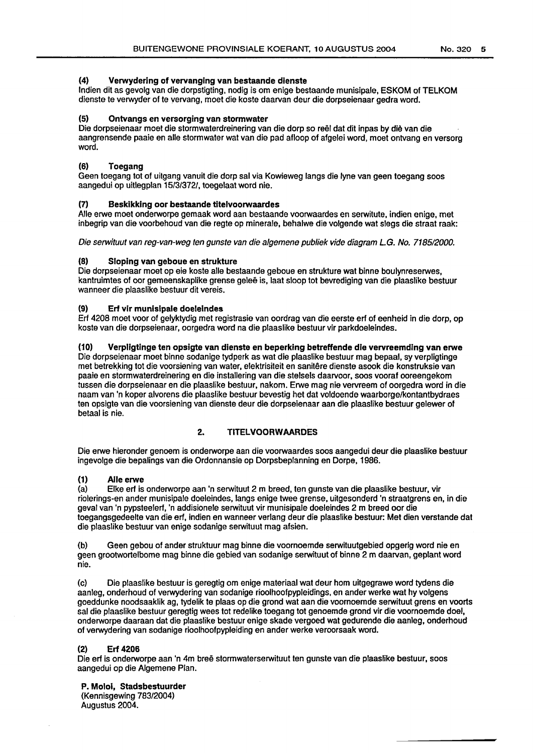#### (4) Verwydering of vervanging van bestaande dienste

Indien dit as gevolg van die dorpstigting, nodig is om enige bestaande munisipale, ESKOM of TELKOM dienste te verwyder of te vervang, moet die koste daarvan deur die dorpseienaar gedra word.

#### (5) Ontvangs en versorging van stormwater

Die dorpseienaar moet die stormwaterdreinering van die dorp so reël dat dit inpas by diè van die aangrensende paaie en alle stormwater wat van die pad afloop of afgelei word, moet ontvang en versorg word.

#### (6) Toegang

Geen toegang tot of uitgang vanuit die dorp sal via Kowieweg langs die lyne van geen toegang soos aangedui op uitlegplan 15/3/372/, toegelaat word nie.

#### (7) Beskikking oor bestaande titelvoorwaardes

Alle erwe moet onderworpe gemaak word aan bestaande voorwaardes en serwitute, indien enige, met inbegrip van die voorbehoud van die regte op minerale, behalwe die volgende wat slegs die straat raak:

*Die serwituut van reg-van-weg ten gunste van die algemene publiek vide diagram L.G. No. 7185/2000.*

#### (8) Sloping van geboue en strukture

Die dorpseienaar moet op eie koste alle bestaande geboue en strukture wat binne boulynreserwes, kantruimtes of oor gemeenskaplike grense geleë is, laat sloop tot bevrediging van die plaaslike bestuur wanneer die plaaslike bestuur dit vereis.

#### (9) Erf vir munisipale doeleindes

Erf 4208 moet voor of gelyktydig met registrasie van oordrag van die eerste erf of eenheid in die dorp, op koste van die dorpseienaar, oorgedra word na die plaaslike bestuur vir parkdoeleindes.

#### (10) Verpligtinge ten opsigte van dienste en beperking betreffende die vervreemding van erwe

Die dorpseienaar moet binne sodanige tydperk as wat die plaaslike bestuur mag bepaal, sy verpligtinge met betrekking tot die voorsiening van water, elektrisiteit en sanitêre dienste asook die konstruksie van paaie en stormwaterdreinering en die installering van die stelsels daarvoor, soos vooraf ooreengekom tussen die dorpseienaar en die plaaslike bestuur, nakom. Erwe mag nie vervreem of oorgedra word in die naam van 'n koper alvorens die plaaslike bestuur bevestig het dat voldoende waarborge/kontantbydraes ten opsigte van die voorsiening van dienste deur die dorpseienaar aan die plaaslike bestuur gelewer of betaal is nie.

### 2. TITELVOORWAARDES

Die erwe hieronder genoem is onderworpe aan die voorwaardes soos aangedui deur die plaaslike bestuur ingevolge die bepalings van die Ordonnansie op Dorpsbeplanning en Dorpe, 1986.

#### (1) Alle erwe

(a) Elke erf is onderworpe aan 'n serwituut 2 m breed, ten gunste van die plaaslike bestuur, vir riolerings-en ander munisipale doeleindes, langs enige twee grense, uitgesonderd 'n straatgrens en, in die geval van 'n pypsteelerf, 'n addisionele serwituut vir munisipale doeleindes 2 m breed oor die toegangsgedeelte van die erf, indien en wanneer verlang deur die plaaslike bestuur: Met dien verstande dat die plaaslike bestuur van enige sodanige serwituut mag afsien.

(b) Geen gebou of ander struktuur mag binne die voornoemde serwituutgebied opgerig word nie en geen grootwortelbome mag binne die gebied van sodanige serwituut of binne 2 m daarvan, geplant word nie.

(c) Die plaaslike bestuur is geregtig om enige materiaal wat deur hom uitgegrawe word tydens die aanleg, onderhoud of verwydering van sodanige rioolhoofpypleidings, en ander werke wat hy volgens goeddunke noodsaaklik ag, tydelik te plaas op die grond wat aan die voornoemde serwituut grens en voorts sal die plaaslike bestuur geregtig wees tot redelike toegang tot genoemde grond vir die voornoemde doel, onderworpe daaraan dat die plaaslike bestuur enige skade vergoed wat gedurende die aanleg, onderhoud of verwydering van sodanige rioolhoofpypleiding en ander werke veroorsaak word.

#### (2) Erf 4206

Die erf is onderworpe aan 'n 4m breë stormwaterserwituut ten gunste van die plaaslike bestuur, soos aangedui op die Algemene Plan.

**P. Moloi, Stadsbestuurder**
(Kennisgewing 783/2004)
Augustus 2004.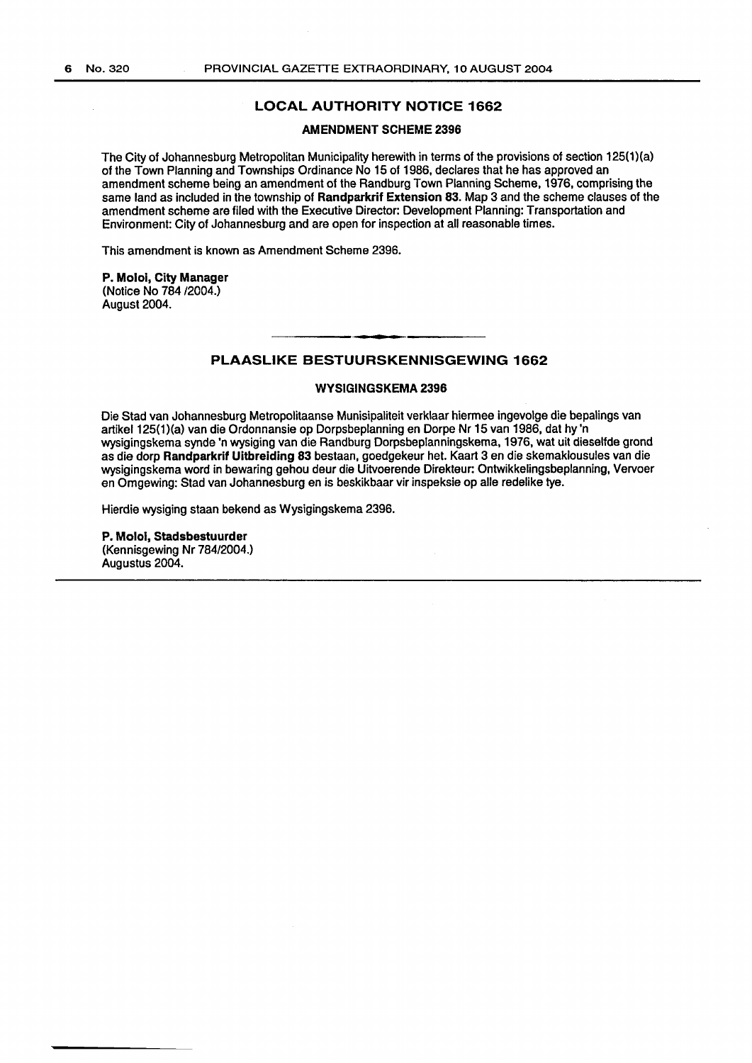## LOCAL AUTHORITY NOTICE 1662

### AMENDMENT SCHEME 2396

The City of Johannesburg Metropolitan Municipality herewith in terms of the provisions of section 125(1)(a) of the Town Planning and Townships Ordinance No 15 of 1986, declares that he has approved an amendment scheme being an amendment of the Randburg Town Planning Scheme, 1976, comprising the same land as included in the township of **Randparkrif Extension 83**. Map 3 and the scheme clauses of the amendment scheme are filed with the Executive Director: Development Planning: Transportation and Environment: City of Johannesburg and are open for inspection at all reasonable times.

This amendment is known as Amendment Scheme 2396.

**P. Moloi, City Manager**
(Notice No 784 /2004.)
August 2004.

---

## PLAASLIKE BESTUURSKENNISGEWING 1662

### WYSIGINGSKEMA 2396

Die Stad van Johannesburg Metropolitaanse Munisipaliteit verklaar hiermee ingevolge die bepalings van artikel 125(1)(a) van die Ordonnansie op Dorpsbeplanning en Dorpe Nr 15 van 1986, dat hy 'n wysigingskema synde 'n wysiging van die Randburg Dorpsbeplanningskema, 1976, wat uit dieselfde grond as die dorp **Randparkrif Uitbreiding 83** bestaan, goedgekeur het. Kaart 3 en die skemaklousules van die wysigingskema word in bewaring gehou deur die Uitvoerende Direkteur: Ontwikkelingsbeplanning, Vervoer en Omgewing: Stad van Johannesburg en is beskikbaar vir inspeksie op alle redelike tye.

Hierdie wysiging staan bekend as Wysigingskema 2396.

**P. Moloi, Stadsbestuurder**
(Kennisgewing Nr 784/2004.)
Augustus 2004.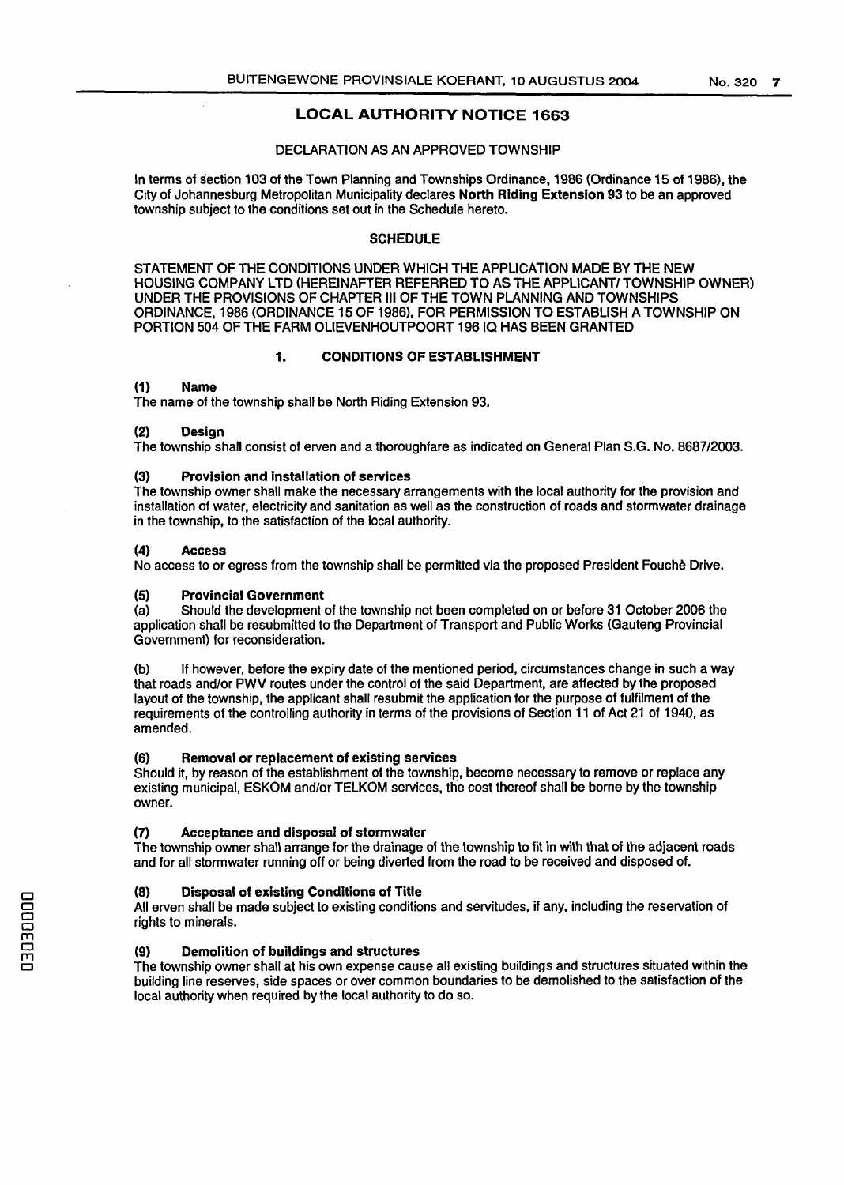## LOCAL AUTHORITY NOTICE 1663

### DECLARATION AS AN APPROVED TOWNSHIP

In terms of section 103 of the Town Planning and Townships Ordinance, 1986 (Ordinance 15 of 1986), the City of Johannesburg Metropolitan Municipality declares **North Riding Extension 93** to be an approved township subject to the conditions set out in the Schedule hereto.

### SCHEDULE

STATEMENT OF THE CONDITIONS UNDER WHICH THE APPLICATION MADE BY THE NEW HOUSING COMPANY LTD (HEREINAFTER REFERRED TO AS THE APPLICANT/ TOWNSHIP OWNER) UNDER THE PROVISIONS OF CHAPTER III OF THE TOWN PLANNING AND TOWNSHIPS ORDINANCE, 1986 (ORDINANCE 15 OF 1986), FOR PERMISSION TO ESTABLISH A TOWNSHIP ON PORTION 504 OF THE FARM OLIEVENHOUTPOORT 196 IQ HAS BEEN GRANTED

#### 1. CONDITIONS OF ESTABLISHMENT

**(1) Name**

The name of the township shall be North Riding Extension 93.

**(2) Design**

The township shall consist of erven and a thoroughfare as indicated on General Plan S.G. No. 8687/2003.

**(3) Provision and installation of services**

The township owner shall make the necessary arrangements with the local authority for the provision and installation of water, electricity and sanitation as well as the construction of roads and stormwater drainage in the township, to the satisfaction of the local authority.

**(4) Access**

No access to or egress from the township shall be permitted via the proposed President Fouchè Drive.

**(5) Provincial Government**

(a) Should the development of the township not been completed on or before 31 October 2006 the application shall be resubmitted to the Department of Transport and Public Works (Gauteng Provincial Government) for reconsideration.

(b) If however, before the expiry date of the mentioned period, circumstances change in such a way that roads and/or PWV routes under the control of the said Department, are affected by the proposed layout of the township, the applicant shall resubmit the application for the purpose of fulfilment of the requirements of the controlling authority in terms of the provisions of Section 11 of Act 21 of 1940, as amended.

**(6) Removal or replacement of existing services**

Should it, by reason of the establishment of the township, become necessary to remove or replace any existing municipal, ESKOM and/or TELKOM services, the cost thereof shall be borne by the township owner.

**(7) Acceptance and disposal of stormwater**

The township owner shall arrange for the drainage of the township to fit in with that of the adjacent roads and for all stormwater running off or being diverted from the road to be received and disposed of.

**(8) Disposal of existing Conditions of Title**

All erven shall be made subject to existing conditions and servitudes, if any, including the reservation of rights to minerals.

**(9) Demolition of buildings and structures**

The township owner shall at his own expense cause all existing buildings and structures situated within the building line reserves, side spaces or over common boundaries to be demolished to the satisfaction of the local authority when required by the local authority to do so.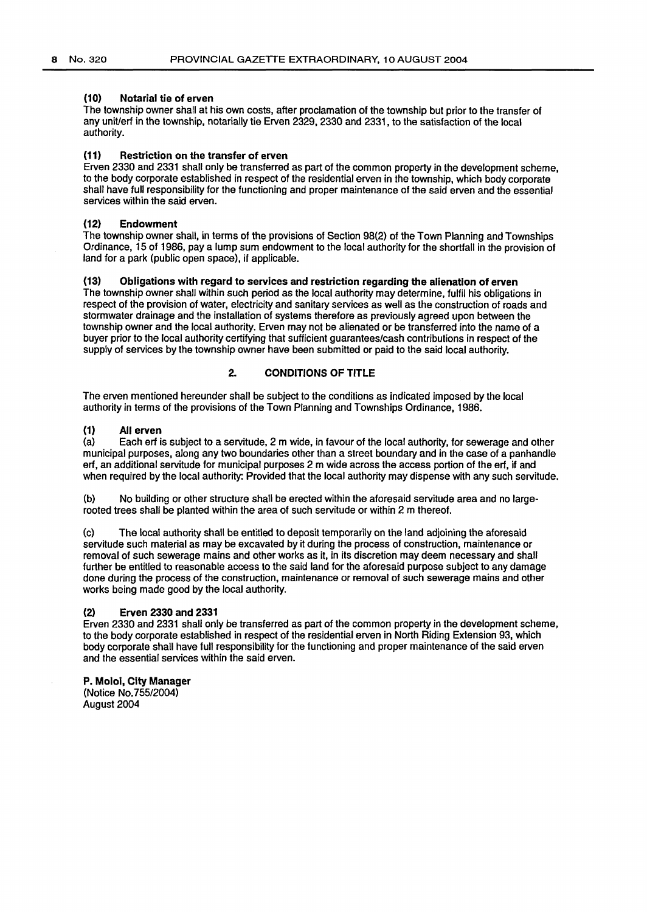**(10) Notarial tie of erven**

The township owner shall at his own costs, after proclamation of the township but prior to the transfer of any unit/erf in the township, notarially tie Erven 2329, 2330 and 2331, to the satisfaction of the local authority.

**(11) Restriction on the transfer of erven**

Erven 2330 and 2331 shall only be transferred as part of the common property in the development scheme, to the body corporate established in respect of the residential erven in the township, which body corporate shall have full responsibility for the functioning and proper maintenance of the said erven and the essential services within the said erven.

**(12) Endowment**

The township owner shall, in terms of the provisions of Section 98(2) of the Town Planning and Townships Ordinance, 15 of 1986, pay a lump sum endowment to the local authority for the shortfall in the provision of land for a park (public open space), if applicable.

**(13) Obligations with regard to services and restriction regarding the alienation of erven**

The township owner shall within such period as the local authority may determine, fulfil his obligations in respect of the provision of water, electricity and sanitary services as well as the construction of roads and stormwater drainage and the installation of systems therefore as previously agreed upon between the township owner and the local authority. Erven may not be alienated or be transferred into the name of a buyer prior to the local authority certifying that sufficient guarantees/cash contributions in respect of the supply of services by the township owner have been submitted or paid to the said local authority.

## 2. CONDITIONS OF TITLE

The erven mentioned hereunder shall be subject to the conditions as indicated imposed by the local authority in terms of the provisions of the Town Planning and Townships Ordinance, 1986.

**(1) All erven**

(a) Each erf is subject to a servitude, 2 m wide, in favour of the local authority, for sewerage and other municipal purposes, along any two boundaries other than a street boundary and in the case of a panhandle erf, an additional servitude for municipal purposes 2 m wide across the access portion of the erf, if and when required by the local authority: Provided that the local authority may dispense with any such servitude.

(b) No building or other structure shall be erected within the aforesaid servitude area and no large-rooted trees shall be planted within the area of such servitude or within 2 m thereof.

(c) The local authority shall be entitled to deposit temporarily on the land adjoining the aforesaid servitude such material as may be excavated by it during the process of construction, maintenance or removal of such sewerage mains and other works as it, in its discretion may deem necessary and shall further be entitled to reasonable access to the said land for the aforesaid purpose subject to any damage done during the process of the construction, maintenance or removal of such sewerage mains and other works being made good by the local authority.

**(2) Erven 2330 and 2331**

Erven 2330 and 2331 shall only be transferred as part of the common property in the development scheme, to the body corporate established in respect of the residential erven in North Riding Extension 93, which body corporate shall have full responsibility for the functioning and proper maintenance of the said erven and the essential services within the said erven.

**P. Moloi, City Manager**
(Notice No.755/2004)
August 2004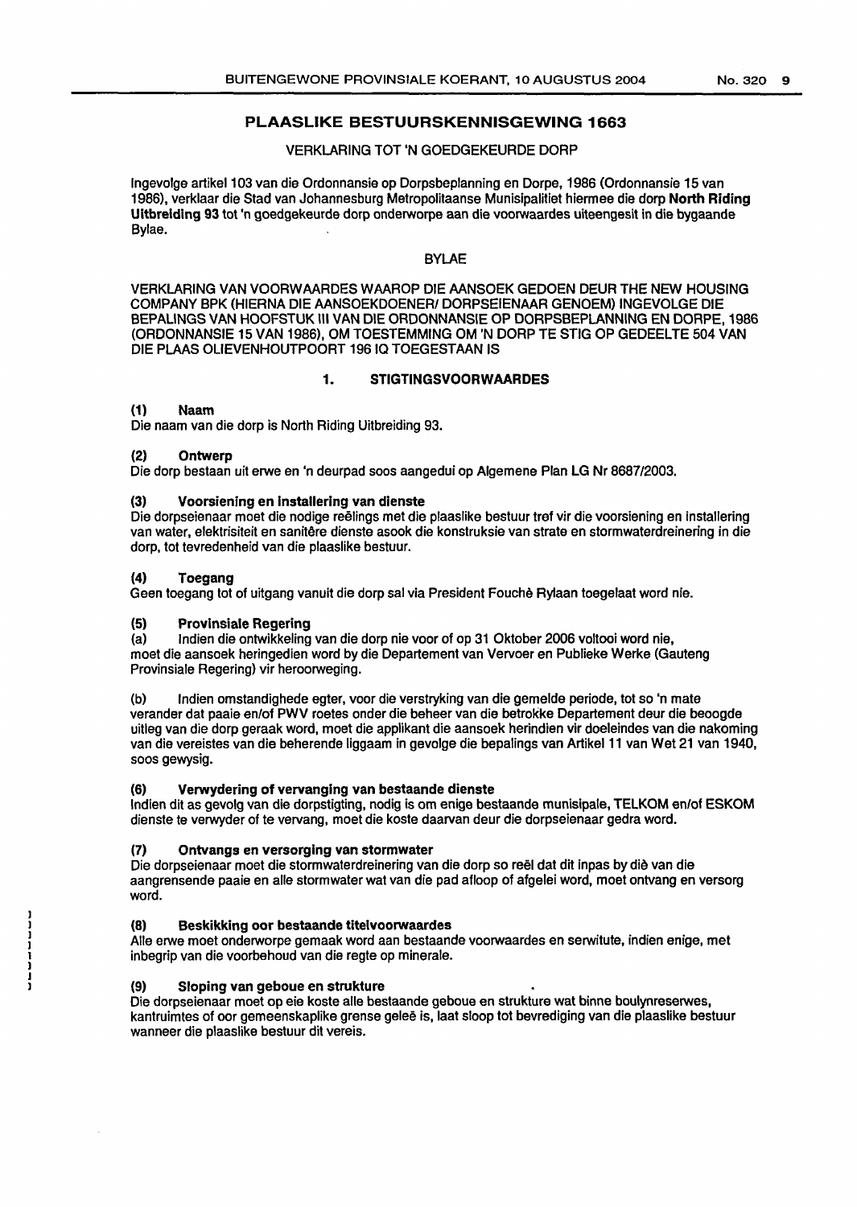## PLAASLIKE BESTUURSKENNISGEWING 1663

VERKLARING TOT 'N GOEDGEKEURDE DORP

Ingevolge artikel 103 van die Ordonnansie op Dorpsbeplanning en Dorpe, 1986 (Ordonnansie 15 van 1986), verklaar die Stad van Johannesburg Metropolitaanse Munisipaliteit hiermee die dorp **North Riding Uitbreiding 93** tot 'n goedgekeurde dorp onderworpe aan die voorwaardes uiteengesit in die bygaande Bylae.

BYLAE

VERKLARING VAN VOORWAARDES WAAROP DIE AANSOEK GEDOEN DEUR THE NEW HOUSING COMPANY BPK (HIERNA DIE AANSOEKDOENER/ DORPSEIENAAR GENOEM) INGEVOLGE DIE BEPALINGS VAN HOOFSTUK III VAN DIE ORDONNANSIE OP DORPSBEPLANNING EN DORPE, 1986 (ORDONNANSIE 15 VAN 1986), OM TOESTEMMING OM 'N DORP TE STIG OP GEDEELTE 504 VAN DIE PLAAS OLIEVENHOUTPOORT 196 IQ TOEGESTAAN IS

### 1. STIGTINGSVOORWAARDES

**(1) Naam**
Die naam van die dorp is North Riding Uitbreiding 93.

**(2) Ontwerp**
Die dorp bestaan uit erwe en 'n deurpad soos aangedui op Algemene Plan LG Nr 8687/2003.

**(3) Voorsiening en installering van dienste**
Die dorpseienaar moet die nodige reëlings met die plaaslike bestuur tref vir die voorsiening en installering van water, elektrisiteit en sanitêre dienste asook die konstruksie van strate en stormwaterdreinering in die dorp, tot tevredenheid van die plaaslike bestuur.

**(4) Toegang**
Geen toegang tot of uitgang vanuit die dorp sal via President Fouchè Rylaan toegelaat word nie.

**(5) Provinsiale Regering**
(a) Indien die ontwikkeling van die dorp nie voor of op 31 Oktober 2006 voltooi word nie, moet die aansoek heringedien word by die Departement van Vervoer en Publieke Werke (Gauteng Provinsiale Regering) vir heroorweging.

(b) Indien omstandighede egter, voor die verstryking van die gemelde periode, tot so 'n mate verander dat paaie en/of PWV roetes onder die beheer van die betrokke Departement deur die beoogde uitleg van die dorp geraak word, moet die applikant die aansoek herindien vir doeleindes van die nakoming van die vereistes van die beherende liggaam in gevolge die bepalings van Artikel 11 van Wet 21 van 1940, soos gewysig.

**(6) Verwydering of vervanging van bestaande dienste**
Indien dit as gevolg van die dorpstigting, nodig is om enige bestaande munisipale, TELKOM en/of ESKOM dienste te verwyder of te vervang, moet die koste daarvan deur die dorpseienaar gedra word.

**(7) Ontvangs en versorging van stormwater**
Die dorpseienaar moet die stormwaterdreinering van die dorp so reël dat dit inpas by diè van die aangrensende paaie en alle stormwater wat van die pad afloop of afgelei word, moet ontvang en versorg word.

**(8) Beskikking oor bestaande titelvoorwaardes**
Alle erwe moet onderworpe gemaak word aan bestaande voorwaardes en serwitute, indien enige, met inbegrip van die voorbehoud van die regte op minerale.

**(9) Sloping van geboue en strukture**
Die dorpseienaar moet op eie koste alle bestaande geboue en strukture wat binne boulynreserwes, kantruimtes of oor gemeenskaplike grense geleë is, laat sloop tot bevrediging van die plaaslike bestuur wanneer die plaaslike bestuur dit vereis.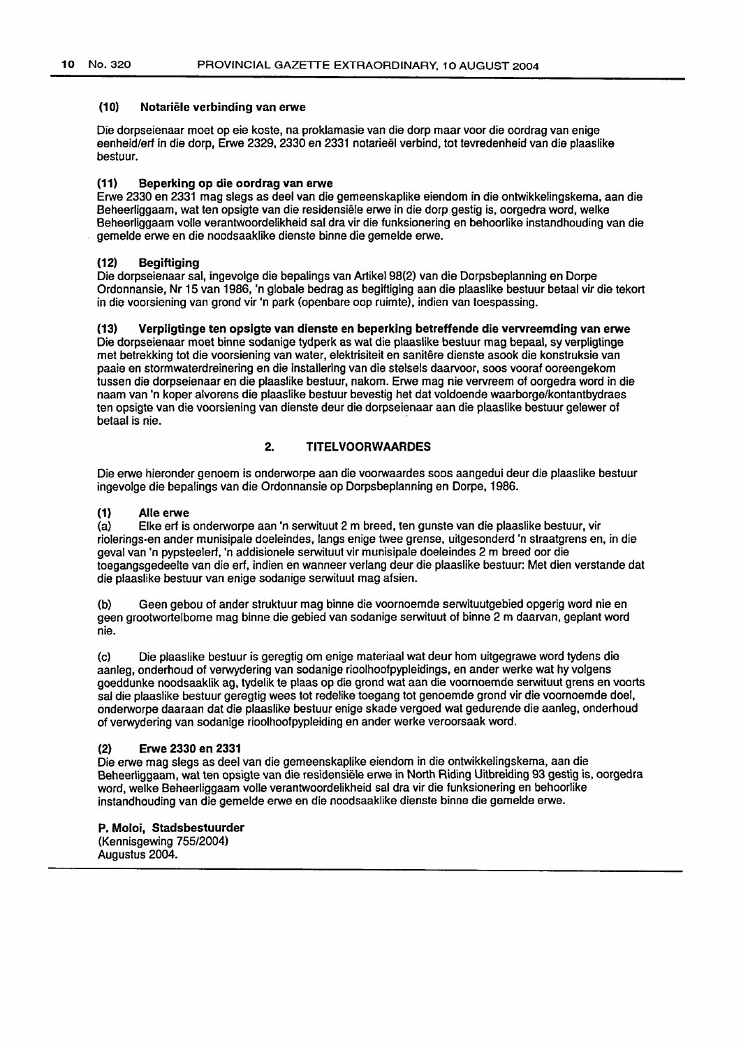#### (10) Notariële verbinding van erwe

Die dorpseienaar moet op eie koste, na proklamasie van die dorp maar voor die oordrag van enige eenheid/erf in die dorp, Erwe 2329, 2330 en 2331 notarieël verbind, tot tevredenheid van die plaaslike bestuur.

#### (11) Beperking op die oordrag van erwe

Erwe 2330 en 2331 mag slegs as deel van die gemeenskaplike eiendom in die ontwikkelingskema, aan die Beheerliggaam, wat ten opsigte van die residensiële erwe in die dorp gestig is, oorgedra word, welke Beheerliggaam volle verantwoordelikheid sal dra vir die funksionering en behoorlike instandhouding van die gemelde erwe en die noodsaaklike dienste binne die gemelde erwe.

#### (12) Begiftiging

Die dorpseienaar sal, ingevolge die bepalings van Artikel 98(2) van die Dorpsbeplanning en Dorpe Ordonnansie, Nr 15 van 1986, 'n globale bedrag as begiftiging aan die plaaslike bestuur betaal vir die tekort in die voorsiening van grond vir 'n park (openbare oop ruimte), indien van toepassing.

#### (13) Verpligtinge ten opsigte van dienste en beperking betreffende die vervreemding van erwe

Die dorpseienaar moet binne sodanige tydperk as wat die plaaslike bestuur mag bepaal, sy verpligtinge met betrekking tot die voorsiening van water, elektrisiteit en sanitêre dienste asook die konstruksie van paaie en stormwaterdreinering en die installering van die stelsels daarvoor, soos vooraf ooreengekom tussen die dorpseienaar en die plaaslike bestuur, nakom. Erwe mag nie vervreem of oorgedra word in die naam van 'n koper alvorens die plaaslike bestuur bevestig het dat voldoende waarborge/kontantbydraes ten opsigte van die voorsiening van dienste deur die dorpseienaar aan die plaaslike bestuur gelewer of betaal is nie.

## 2. TITELVOORWAARDES

Die erwe hieronder genoem is onderworpe aan die voorwaardes soos aangedui deur die plaaslike bestuur ingevolge die bepalings van die Ordonnansie op Dorpsbeplanning en Dorpe, 1986.

#### (1) Alle erwe

(a) Elke erf is onderworpe aan 'n serwituut 2 m breed, ten gunste van die plaaslike bestuur, vir riolerings-en ander munisipale doeleindes, langs enige twee grense, uitgesonderd 'n straatgrens en, in die geval van 'n pypsteelerf, 'n addisionele serwituut vir munisipale doeleindes 2 m breed oor die toegangsgedeelte van die erf, indien en wanneer verlang deur die plaaslike bestuur: Met dien verstande dat die plaaslike bestuur van enige sodanige serwituut mag afsien.

(b) Geen gebou of ander struktuur mag binne die voornoemde serwituutgebied opgerig word nie en geen grootwortelbome mag binne die gebied van sodanige serwituut of binne 2 m daarvan, geplant word nie.

(c) Die plaaslike bestuur is geregtig om enige materiaal wat deur hom uitgegrawe word tydens die aanleg, onderhoud of verwydering van sodanige rioolhoofpypleidings, en ander werke wat hy volgens goeddunke noodsaaklik ag, tydelik te plaas op die grond wat aan die voornoemde serwituut grens en voorts sal die plaaslike bestuur geregtig wees tot redelike toegang tot genoemde grond vir die voornoemde doel, onderworpe daaraan dat die plaaslike bestuur enige skade vergoed wat gedurende die aanleg, onderhoud of verwydering van sodanige rioolhoofpypleiding en ander werke veroorsaak word.

#### (2) Erwe 2330 en 2331

Die erwe mag slegs as deel van die gemeenskaplike eiendom in die ontwikkelingskema, aan die Beheerliggaam, wat ten opsigte van die residensiële erwe in North Riding Uitbreiding 93 gestig is, oorgedra word, welke Beheerliggaam volle verantwoordelikheid sal dra vir die funksionering en behoorlike instandhouding van die gemelde erwe en die noodsaaklike dienste binne die gemelde erwe.

**P. Moloi, Stadsbestuurder**
(Kennisgewing 755/2004)
Augustus 2004.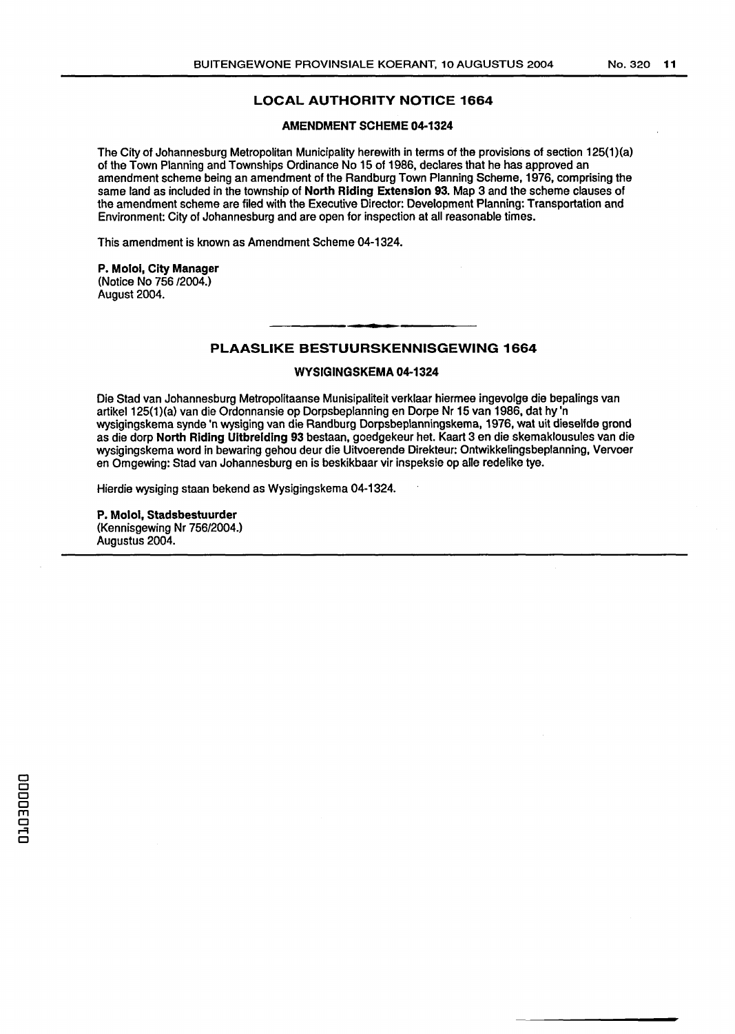## LOCAL AUTHORITY NOTICE 1664

### AMENDMENT SCHEME 04-1324

The City of Johannesburg Metropolitan Municipality herewith in terms of the provisions of section 125(1)(a) of the Town Planning and Townships Ordinance No 15 of 1986, declares that he has approved an amendment scheme being an amendment of the Randburg Town Planning Scheme, 1976, comprising the same land as included in the township of **North Riding Extension 93**. Map 3 and the scheme clauses of the amendment scheme are filed with the Executive Director: Development Planning: Transportation and Environment: City of Johannesburg and are open for inspection at all reasonable times.

This amendment is known as Amendment Scheme 04-1324.

**P. Moloi, City Manager**
(Notice No 756 /2004.)
August 2004.

## PLAASLIKE BESTUURSKENNISGEWING 1664

### WYSIGINGSKEMA 04-1324

Die Stad van Johannesburg Metropolitaanse Munisipaliteit verklaar hiermee ingevolge die bepalings van artikel 125(1)(a) van die Ordonnansie op Dorpsbeplanning en Dorpe Nr 15 van 1986, dat hy 'n wysigingskema synde 'n wysiging van die Randburg Dorpsbeplanningskema, 1976, wat uit dieselfde grond as die dorp **North Riding Uitbreiding 93** bestaan, goedgekeur het. Kaart 3 en die skemaklousules van die wysigingskema word in bewaring gehou deur die Uitvoerende Direkteur: Ontwikkelingsbeplanning, Vervoer en Omgewing: Stad van Johannesburg en is beskikbaar vir inspeksie op alle redelike tye.

Hierdie wysiging staan bekend as Wysigingskema 04-1324.

**P. Moloi, Stadsbestuurder**
(Kennisgewing Nr 756/2004.)
Augustus 2004.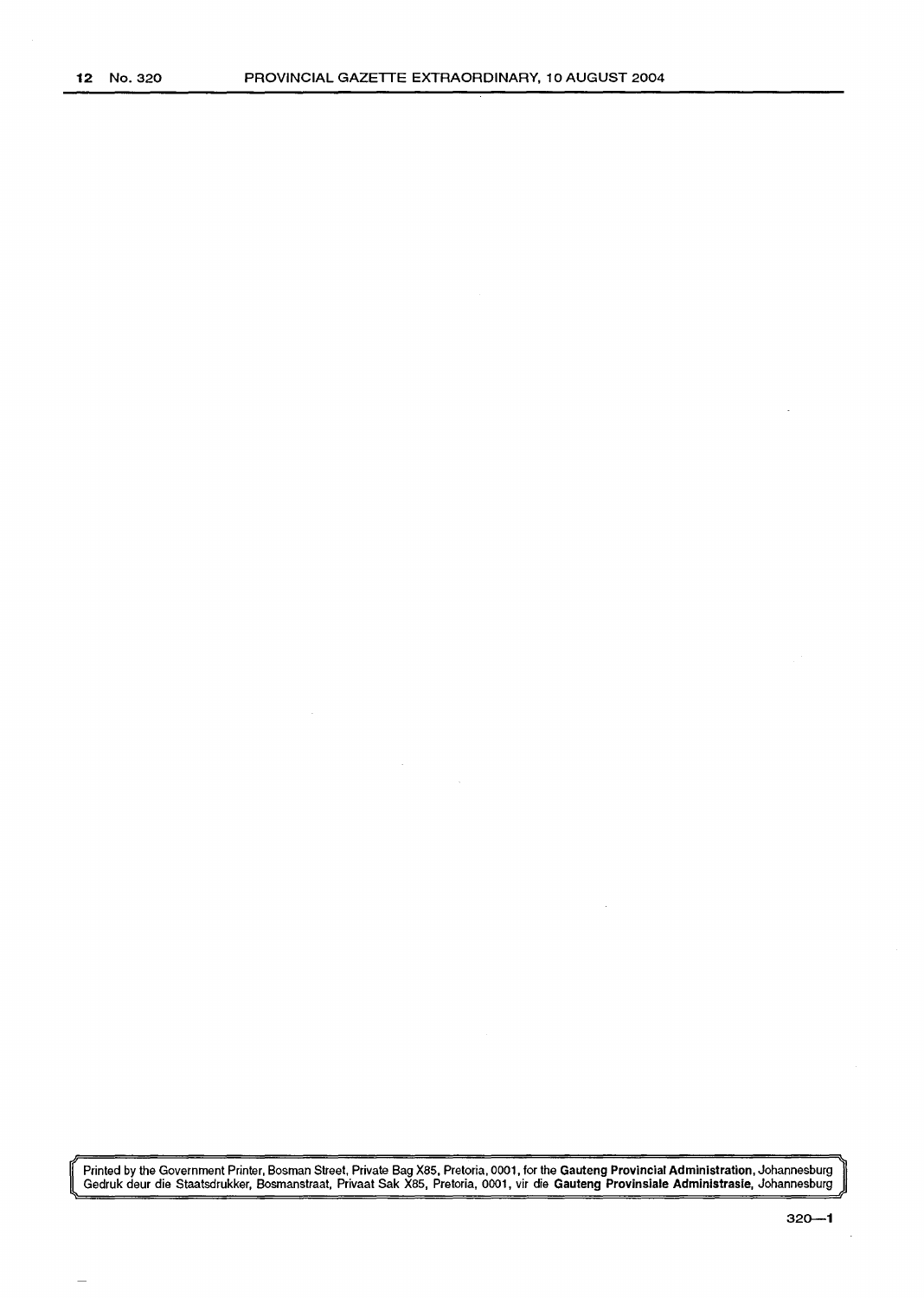Printed by the Government Printer, Bosman Street, Private Bag X85, Pretoria, 0001, for the **Gauteng Provincial Administration**, Johannesburg
Gedruk deur die Staatsdrukker, Bosmanstraat, Privaat Sak X85, Pretoria, 0001, vir die **Gauteng Provinsiale Administrasie**, Johannesburg

320—1